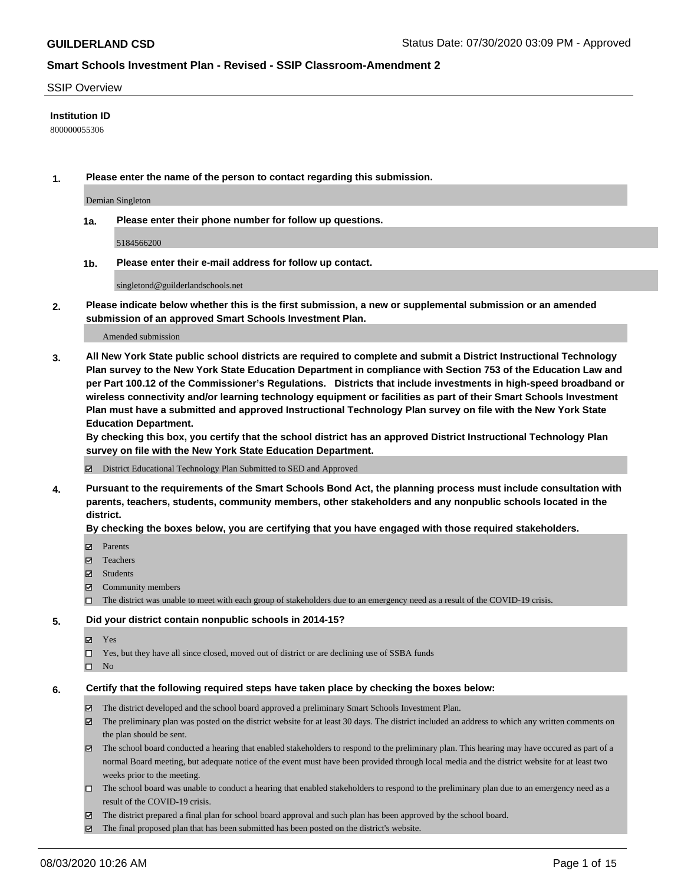## SSIP Overview

**Institution ID**

800000055306

**1. Please enter the name of the person to contact regarding this submission.**

Demian Singleton

**1a. Please enter their phone number for follow up questions.**

5184566200

**1b. Please enter their e-mail address for follow up contact.**

singletond@guilderlandschools.net

**2. Please indicate below whether this is the first submission, a new or supplemental submission or an amended submission of an approved Smart Schools Investment Plan.**

Amended submission

**3. All New York State public school districts are required to complete and submit a District Instructional Technology Plan survey to the New York State Education Department in compliance with Section 753 of the Education Law and per Part 100.12 of the Commissioner's Regulations. Districts that include investments in high-speed broadband or wireless connectivity and/or learning technology equipment or facilities as part of their Smart Schools Investment Plan must have a submitted and approved Instructional Technology Plan survey on file with the New York State Education Department.**

**By checking this box, you certify that the school district has an approved District Instructional Technology Plan survey on file with the New York State Education Department.**

☑ District Educational Technology Plan Submitted to SED and Approved

**4. Pursuant to the requirements of the Smart Schools Bond Act, the planning process must include consultation with parents, teachers, students, community members, other stakeholders and any nonpublic schools located in the district.**

**By checking the boxes below, you are certifying that you have engaged with those required stakeholders.**

☑ Parents
☑ Teachers
☑ Students
☑ Community members
☐ The district was unable to meet with each group of stakeholders due to an emergency need as a result of the COVID-19 crisis.

**5. Did your district contain nonpublic schools in 2014-15?**

☑ Yes
☐ Yes, but they have all since closed, moved out of district or are declining use of SSBA funds
☐ No

**6. Certify that the following required steps have taken place by checking the boxes below:**

☑ The district developed and the school board approved a preliminary Smart Schools Investment Plan.
☑ The preliminary plan was posted on the district website for at least 30 days. The district included an address to which any written comments on the plan should be sent.
☑ The school board conducted a hearing that enabled stakeholders to respond to the preliminary plan. This hearing may have occured as part of a normal Board meeting, but adequate notice of the event must have been provided through local media and the district website for at least two weeks prior to the meeting.
☐ The school board was unable to conduct a hearing that enabled stakeholders to respond to the preliminary plan due to an emergency need as a result of the COVID-19 crisis.
☑ The district prepared a final plan for school board approval and such plan has been approved by the school board.
☑ The final proposed plan that has been submitted has been posted on the district's website.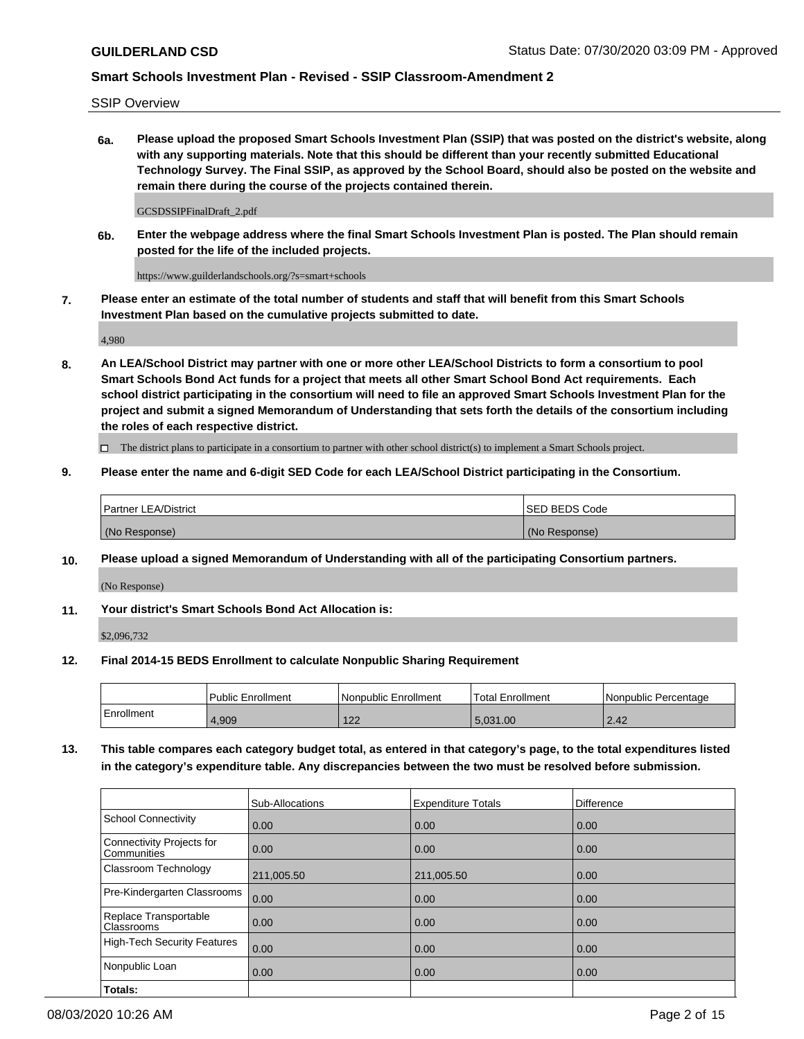SSIP Overview

**6a. Please upload the proposed Smart Schools Investment Plan (SSIP) that was posted on the district's website, along with any supporting materials. Note that this should be different than your recently submitted Educational Technology Survey. The Final SSIP, as approved by the School Board, should also be posted on the website and remain there during the course of the projects contained therein.**

GCSDSSIPFinalDraft_2.pdf

**6b. Enter the webpage address where the final Smart Schools Investment Plan is posted. The Plan should remain posted for the life of the included projects.**

https://www.guilderlandschools.org/?s=smart+schools

**7. Please enter an estimate of the total number of students and staff that will benefit from this Smart Schools Investment Plan based on the cumulative projects submitted to date.**

4,980

**8. An LEA/School District may partner with one or more other LEA/School Districts to form a consortium to pool Smart Schools Bond Act funds for a project that meets all other Smart School Bond Act requirements. Each school district participating in the consortium will need to file an approved Smart Schools Investment Plan for the project and submit a signed Memorandum of Understanding that sets forth the details of the consortium including the roles of each respective district.**

☐ The district plans to participate in a consortium to partner with other school district(s) to implement a Smart Schools project.

**9. Please enter the name and 6-digit SED Code for each LEA/School District participating in the Consortium.**

| Partner LEA/District | SED BEDS Code |
|---|---|
| (No Response) | (No Response) |

**10. Please upload a signed Memorandum of Understanding with all of the participating Consortium partners.**

(No Response)

**11. Your district's Smart Schools Bond Act Allocation is:**

$2,096,732

**12. Final 2014-15 BEDS Enrollment to calculate Nonpublic Sharing Requirement**

| | Public Enrollment | Nonpublic Enrollment | Total Enrollment | Nonpublic Percentage |
|---|---|---|---|---|
| Enrollment | 4,909 | 122 | 5,031.00 | 2.42 |

**13. This table compares each category budget total, as entered in that category's page, to the total expenditures listed in the category's expenditure table. Any discrepancies between the two must be resolved before submission.**

| | Sub-Allocations | Expenditure Totals | Difference |
|---|---|---|---|
| School Connectivity | 0.00 | 0.00 | 0.00 |
| Connectivity Projects for Communities | 0.00 | 0.00 | 0.00 |
| Classroom Technology | 211,005.50 | 211,005.50 | 0.00 |
| Pre-Kindergarten Classrooms | 0.00 | 0.00 | 0.00 |
| Replace Transportable Classrooms | 0.00 | 0.00 | 0.00 |
| High-Tech Security Features | 0.00 | 0.00 | 0.00 |
| Nonpublic Loan | 0.00 | 0.00 | 0.00 |
| **Totals:** | | | |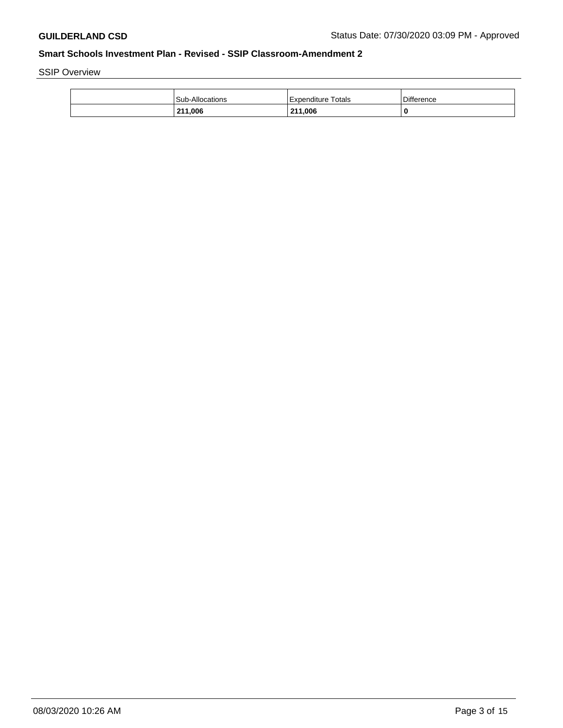SSIP Overview

| | Sub-Allocations | Expenditure Totals | Difference |
|---|---|---|---|
| | **211,006** | **211,006** | **0** |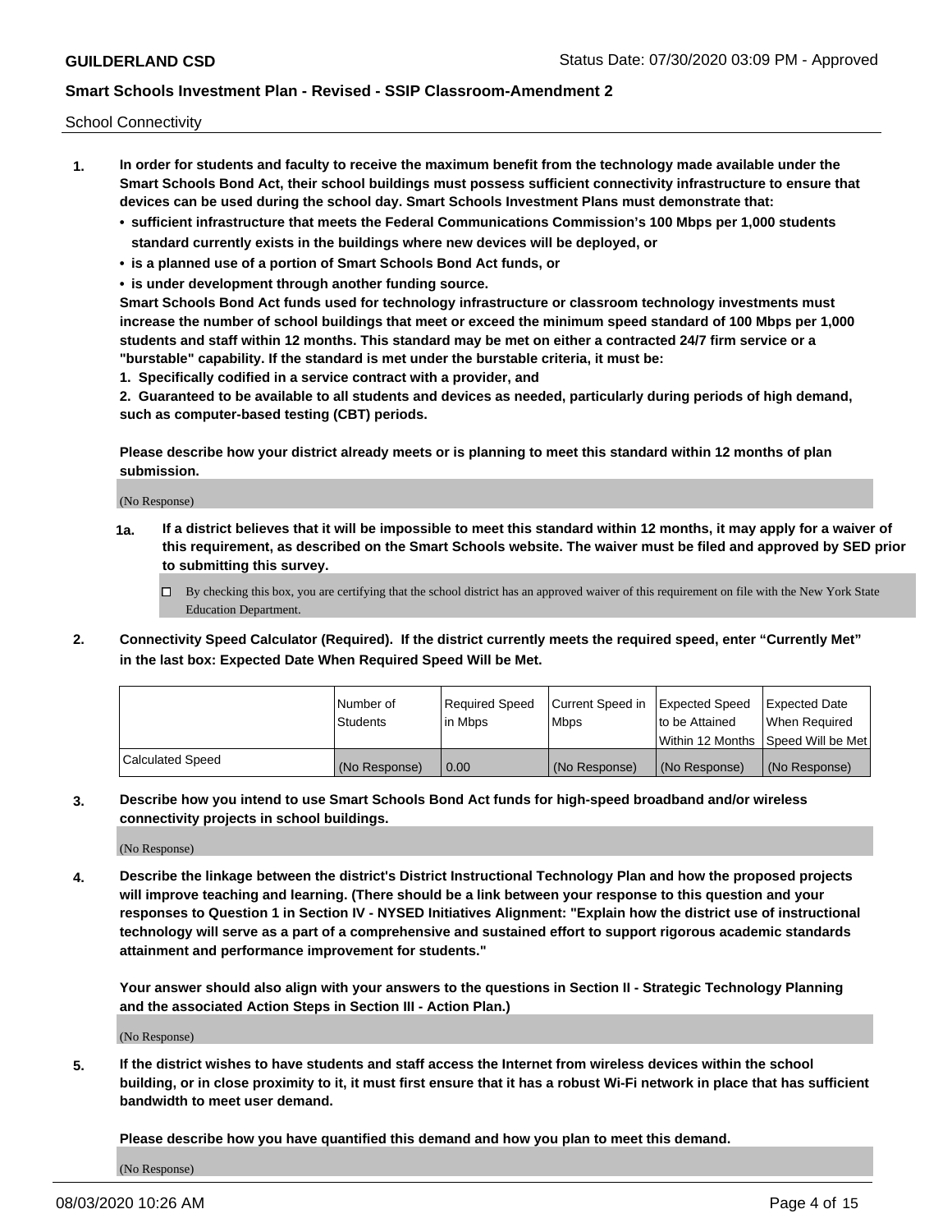School Connectivity

1. **In order for students and faculty to receive the maximum benefit from the technology made available under the Smart Schools Bond Act, their school buildings must possess sufficient connectivity infrastructure to ensure that devices can be used during the school day. Smart Schools Investment Plans must demonstrate that:**
   - **sufficient infrastructure that meets the Federal Communications Commission's 100 Mbps per 1,000 students standard currently exists in the buildings where new devices will be deployed, or**
   - **is a planned use of a portion of Smart Schools Bond Act funds, or**
   - **is under development through another funding source.**

   **Smart Schools Bond Act funds used for technology infrastructure or classroom technology investments must increase the number of school buildings that meet or exceed the minimum speed standard of 100 Mbps per 1,000 students and staff within 12 months. This standard may be met on either a contracted 24/7 firm service or a "burstable" capability. If the standard is met under the burstable criteria, it must be:**

   **1. Specifically codified in a service contract with a provider, and**

   **2. Guaranteed to be available to all students and devices as needed, particularly during periods of high demand, such as computer-based testing (CBT) periods.**

   **Please describe how your district already meets or is planning to meet this standard within 12 months of plan submission.**

   (No Response)

   **1a. If a district believes that it will be impossible to meet this standard within 12 months, it may apply for a waiver of this requirement, as described on the Smart Schools website. The waiver must be filed and approved by SED prior to submitting this survey.**

   ☐ By checking this box, you are certifying that the school district has an approved waiver of this requirement on file with the New York State Education Department.

2. **Connectivity Speed Calculator (Required). If the district currently meets the required speed, enter "Currently Met" in the last box: Expected Date When Required Speed Will be Met.**

| | Number of Students | Required Speed in Mbps | Current Speed in Mbps | Expected Speed to be Attained Within 12 Months | Expected Date When Required Speed Will be Met |
|---|---|---|---|---|---|
| Calculated Speed | (No Response) | 0.00 | (No Response) | (No Response) | (No Response) |

3. **Describe how you intend to use Smart Schools Bond Act funds for high-speed broadband and/or wireless connectivity projects in school buildings.**

   (No Response)

4. **Describe the linkage between the district's District Instructional Technology Plan and how the proposed projects will improve teaching and learning. (There should be a link between your response to this question and your responses to Question 1 in Section IV - NYSED Initiatives Alignment: "Explain how the district use of instructional technology will serve as a part of a comprehensive and sustained effort to support rigorous academic standards attainment and performance improvement for students."**

   **Your answer should also align with your answers to the questions in Section II - Strategic Technology Planning and the associated Action Steps in Section III - Action Plan.)**

   (No Response)

5. **If the district wishes to have students and staff access the Internet from wireless devices within the school building, or in close proximity to it, it must first ensure that it has a robust Wi-Fi network in place that has sufficient bandwidth to meet user demand.**

   **Please describe how you have quantified this demand and how you plan to meet this demand.**

   (No Response)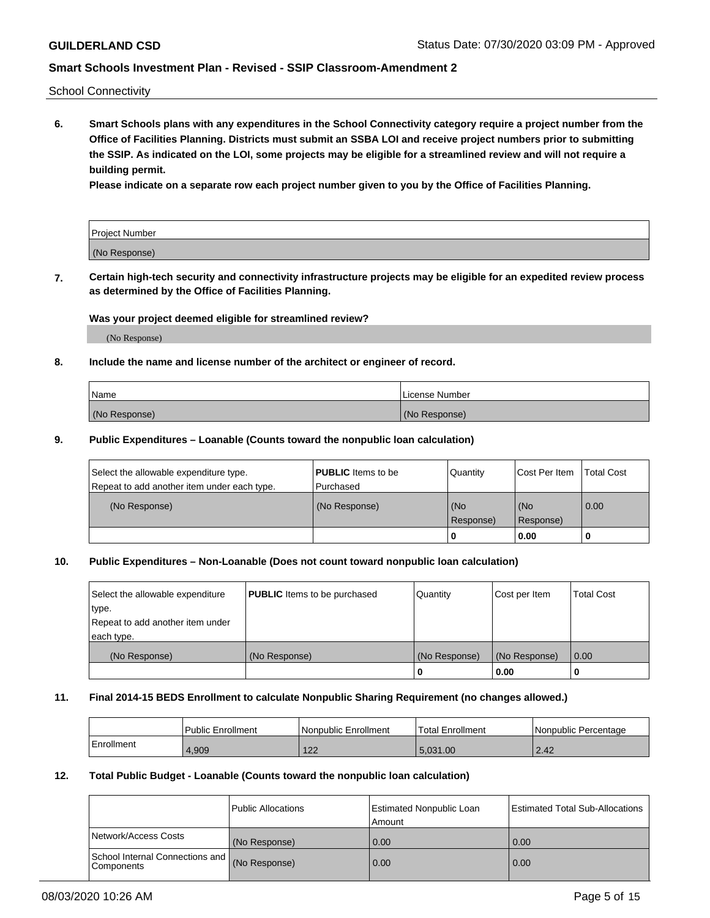School Connectivity

**6. Smart Schools plans with any expenditures in the School Connectivity category require a project number from the Office of Facilities Planning. Districts must submit an SSBA LOI and receive project numbers prior to submitting the SSIP. As indicated on the LOI, some projects may be eligible for a streamlined review and will not require a building permit.**

**Please indicate on a separate row each project number given to you by the Office of Facilities Planning.**

| Project Number |
|---|
| (No Response) |

**7. Certain high-tech security and connectivity infrastructure projects may be eligible for an expedited review process as determined by the Office of Facilities Planning.**

**Was your project deemed eligible for streamlined review?**

(No Response)

**8. Include the name and license number of the architect or engineer of record.**

| Name | License Number |
|---|---|
| (No Response) | (No Response) |

**9. Public Expenditures – Loanable (Counts toward the nonpublic loan calculation)**

| Select the allowable expenditure type. Repeat to add another item under each type. | **PUBLIC** Items to be Purchased | Quantity | Cost Per Item | Total Cost |
|---|---|---|---|---|
| (No Response) | (No Response) | (No Response) | (No Response) | 0.00 |
| | | 0 | 0.00 | 0 |

**10. Public Expenditures – Non-Loanable (Does not count toward nonpublic loan calculation)**

| Select the allowable expenditure type. Repeat to add another item under each type. | **PUBLIC** Items to be purchased | Quantity | Cost per Item | Total Cost |
|---|---|---|---|---|
| (No Response) | (No Response) | (No Response) | (No Response) | 0.00 |
| | | 0 | 0.00 | 0 |

**11. Final 2014-15 BEDS Enrollment to calculate Nonpublic Sharing Requirement (no changes allowed.)**

| | Public Enrollment | Nonpublic Enrollment | Total Enrollment | Nonpublic Percentage |
|---|---|---|---|---|
| Enrollment | 4,909 | 122 | 5,031.00 | 2.42 |

**12. Total Public Budget - Loanable (Counts toward the nonpublic loan calculation)**

| | Public Allocations | Estimated Nonpublic Loan Amount | Estimated Total Sub-Allocations |
|---|---|---|---|
| Network/Access Costs | (No Response) | 0.00 | 0.00 |
| School Internal Connections and Components | (No Response) | 0.00 | 0.00 |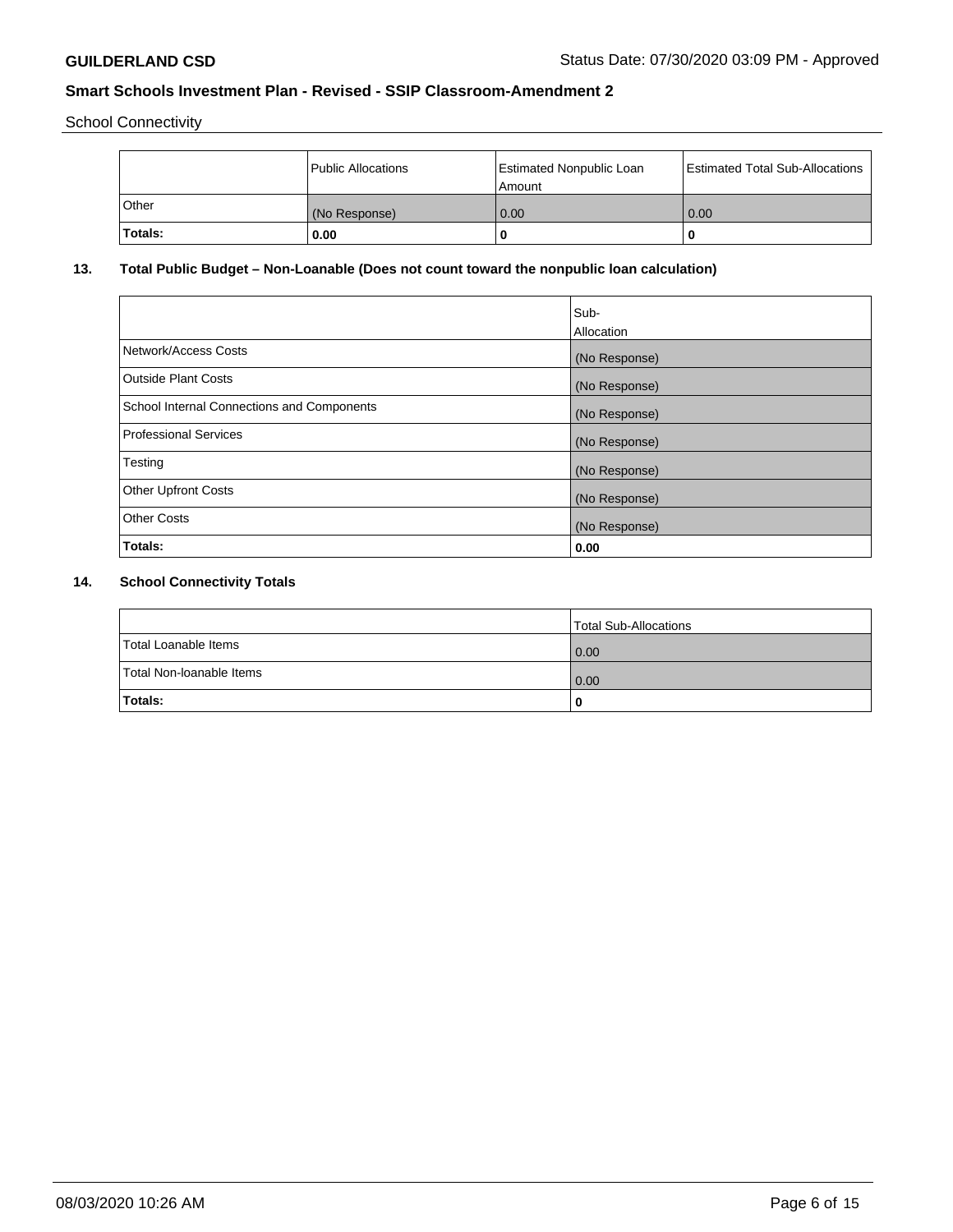School Connectivity

| | Public Allocations | Estimated Nonpublic Loan Amount | Estimated Total Sub-Allocations |
|---|---|---|---|
| Other | (No Response) | 0.00 | 0.00 |
| **Totals:** | **0.00** | **0** | **0** |

## 13. Total Public Budget – Non-Loanable (Does not count toward the nonpublic loan calculation)

| | Sub-Allocation |
|---|---|
| Network/Access Costs | (No Response) |
| Outside Plant Costs | (No Response) |
| School Internal Connections and Components | (No Response) |
| Professional Services | (No Response) |
| Testing | (No Response) |
| Other Upfront Costs | (No Response) |
| Other Costs | (No Response) |
| **Totals:** | **0.00** |

## 14. School Connectivity Totals

| | Total Sub-Allocations |
|---|---|
| Total Loanable Items | 0.00 |
| Total Non-loanable Items | 0.00 |
| **Totals:** | **0** |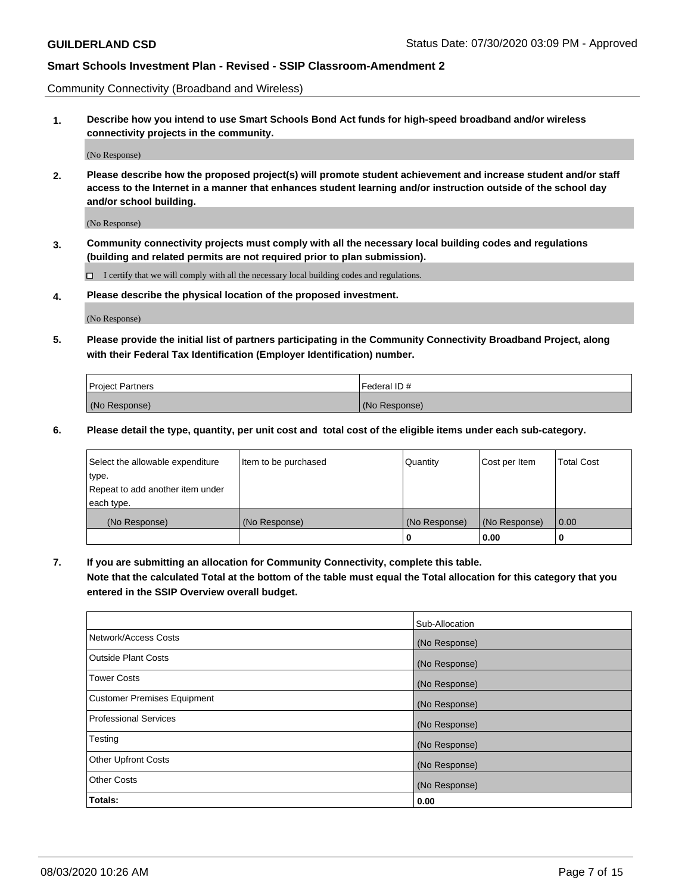Community Connectivity (Broadband and Wireless)

**1. Describe how you intend to use Smart Schools Bond Act funds for high-speed broadband and/or wireless connectivity projects in the community.**

(No Response)

**2. Please describe how the proposed project(s) will promote student achievement and increase student and/or staff access to the Internet in a manner that enhances student learning and/or instruction outside of the school day and/or school building.**

(No Response)

**3. Community connectivity projects must comply with all the necessary local building codes and regulations (building and related permits are not required prior to plan submission).**

☐ I certify that we will comply with all the necessary local building codes and regulations.

**4. Please describe the physical location of the proposed investment.**

(No Response)

**5. Please provide the initial list of partners participating in the Community Connectivity Broadband Project, along with their Federal Tax Identification (Employer Identification) number.**

| Project Partners | Federal ID # |
|---|---|
| (No Response) | (No Response) |

**6. Please detail the type, quantity, per unit cost and total cost of the eligible items under each sub-category.**

| Select the allowable expenditure type. Repeat to add another item under each type. | Item to be purchased | Quantity | Cost per Item | Total Cost |
|---|---|---|---|---|
| (No Response) | (No Response) | (No Response) | (No Response) | 0.00 |
| | | **0** | **0.00** | **0** |

**7. If you are submitting an allocation for Community Connectivity, complete this table. Note that the calculated Total at the bottom of the table must equal the Total allocation for this category that you entered in the SSIP Overview overall budget.**

| | Sub-Allocation |
|---|---|
| Network/Access Costs | (No Response) |
| Outside Plant Costs | (No Response) |
| Tower Costs | (No Response) |
| Customer Premises Equipment | (No Response) |
| Professional Services | (No Response) |
| Testing | (No Response) |
| Other Upfront Costs | (No Response) |
| Other Costs | (No Response) |
| **Totals:** | **0.00** |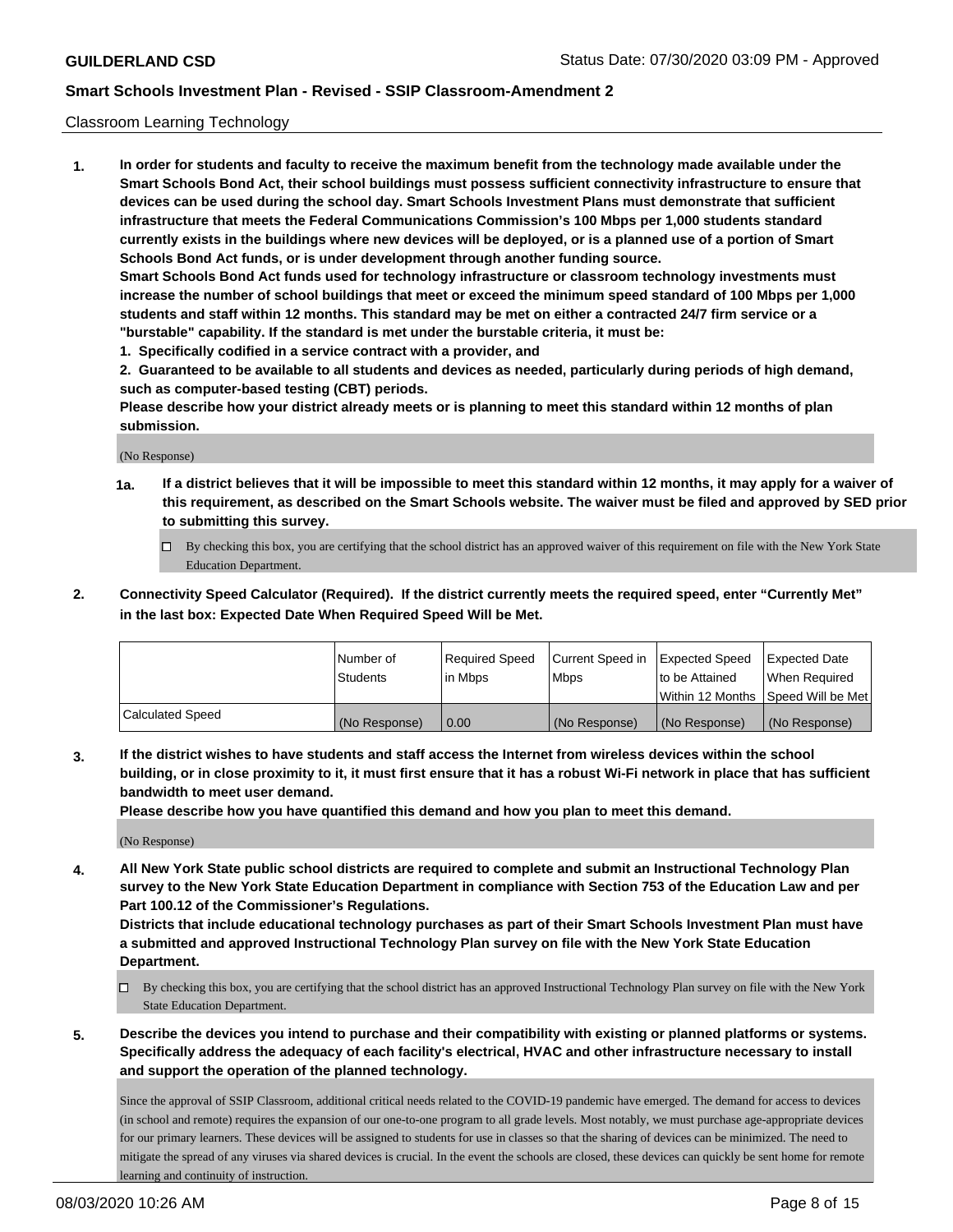Classroom Learning Technology

**1. In order for students and faculty to receive the maximum benefit from the technology made available under the Smart Schools Bond Act, their school buildings must possess sufficient connectivity infrastructure to ensure that devices can be used during the school day. Smart Schools Investment Plans must demonstrate that sufficient infrastructure that meets the Federal Communications Commission's 100 Mbps per 1,000 students standard currently exists in the buildings where new devices will be deployed, or is a planned use of a portion of Smart Schools Bond Act funds, or is under development through another funding source.**

**Smart Schools Bond Act funds used for technology infrastructure or classroom technology investments must increase the number of school buildings that meet or exceed the minimum speed standard of 100 Mbps per 1,000 students and staff within 12 months. This standard may be met on either a contracted 24/7 firm service or a "burstable" capability. If the standard is met under the burstable criteria, it must be:**

**1. Specifically codified in a service contract with a provider, and**

**2. Guaranteed to be available to all students and devices as needed, particularly during periods of high demand, such as computer-based testing (CBT) periods.**

**Please describe how your district already meets or is planning to meet this standard within 12 months of plan submission.**

(No Response)

**1a. If a district believes that it will be impossible to meet this standard within 12 months, it may apply for a waiver of this requirement, as described on the Smart Schools website. The waiver must be filed and approved by SED prior to submitting this survey.**

- ☐ By checking this box, you are certifying that the school district has an approved waiver of this requirement on file with the New York State Education Department.

**2. Connectivity Speed Calculator (Required). If the district currently meets the required speed, enter "Currently Met" in the last box: Expected Date When Required Speed Will be Met.**

| | Number of Students | Required Speed in Mbps | Current Speed in Mbps | Expected Speed to be Attained Within 12 Months | Expected Date When Required Speed Will be Met |
|---|---|---|---|---|---|
| Calculated Speed | (No Response) | 0.00 | (No Response) | (No Response) | (No Response) |

**3. If the district wishes to have students and staff access the Internet from wireless devices within the school building, or in close proximity to it, it must first ensure that it has a robust Wi-Fi network in place that has sufficient bandwidth to meet user demand.**

**Please describe how you have quantified this demand and how you plan to meet this demand.**

(No Response)

**4. All New York State public school districts are required to complete and submit an Instructional Technology Plan survey to the New York State Education Department in compliance with Section 753 of the Education Law and per Part 100.12 of the Commissioner's Regulations.**

**Districts that include educational technology purchases as part of their Smart Schools Investment Plan must have a submitted and approved Instructional Technology Plan survey on file with the New York State Education Department.**

- ☐ By checking this box, you are certifying that the school district has an approved Instructional Technology Plan survey on file with the New York State Education Department.

**5. Describe the devices you intend to purchase and their compatibility with existing or planned platforms or systems. Specifically address the adequacy of each facility's electrical, HVAC and other infrastructure necessary to install and support the operation of the planned technology.**

Since the approval of SSIP Classroom, additional critical needs related to the COVID-19 pandemic have emerged. The demand for access to devices (in school and remote) requires the expansion of our one-to-one program to all grade levels. Most notably, we must purchase age-appropriate devices for our primary learners. These devices will be assigned to students for use in classes so that the sharing of devices can be minimized. The need to mitigate the spread of any viruses via shared devices is crucial. In the event the schools are closed, these devices can quickly be sent home for remote learning and continuity of instruction.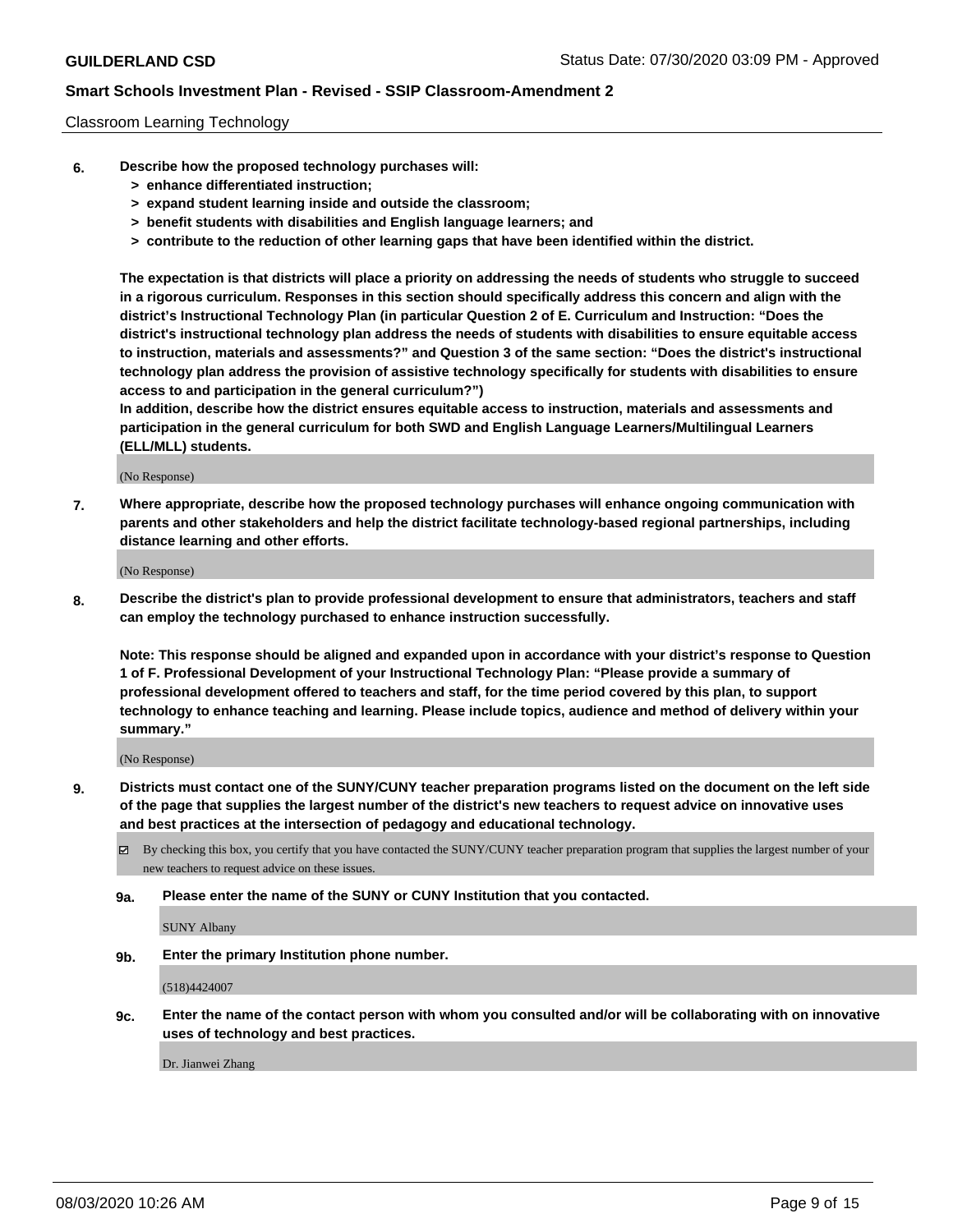Classroom Learning Technology

6. **Describe how the proposed technology purchases will:**
   - **> enhance differentiated instruction;**
   - **> expand student learning inside and outside the classroom;**
   - **> benefit students with disabilities and English language learners; and**
   - **> contribute to the reduction of other learning gaps that have been identified within the district.**

   **The expectation is that districts will place a priority on addressing the needs of students who struggle to succeed in a rigorous curriculum. Responses in this section should specifically address this concern and align with the district's Instructional Technology Plan (in particular Question 2 of E. Curriculum and Instruction: "Does the district's instructional technology plan address the needs of students with disabilities to ensure equitable access to instruction, materials and assessments?" and Question 3 of the same section: "Does the district's instructional technology plan address the provision of assistive technology specifically for students with disabilities to ensure access to and participation in the general curriculum?")**

   **In addition, describe how the district ensures equitable access to instruction, materials and assessments and participation in the general curriculum for both SWD and English Language Learners/Multilingual Learners (ELL/MLL) students.**

   (No Response)

7. **Where appropriate, describe how the proposed technology purchases will enhance ongoing communication with parents and other stakeholders and help the district facilitate technology-based regional partnerships, including distance learning and other efforts.**

   (No Response)

8. **Describe the district's plan to provide professional development to ensure that administrators, teachers and staff can employ the technology purchased to enhance instruction successfully.**

   **Note: This response should be aligned and expanded upon in accordance with your district's response to Question 1 of F. Professional Development of your Instructional Technology Plan: "Please provide a summary of professional development offered to teachers and staff, for the time period covered by this plan, to support technology to enhance teaching and learning. Please include topics, audience and method of delivery within your summary."**

   (No Response)

9. **Districts must contact one of the SUNY/CUNY teacher preparation programs listed on the document on the left side of the page that supplies the largest number of the district's new teachers to request advice on innovative uses and best practices at the intersection of pedagogy and educational technology.**

   ☑ By checking this box, you certify that you have contacted the SUNY/CUNY teacher preparation program that supplies the largest number of your new teachers to request advice on these issues.

   **9a. Please enter the name of the SUNY or CUNY Institution that you contacted.**

   SUNY Albany

   **9b. Enter the primary Institution phone number.**

   (518)4424007

   **9c. Enter the name of the contact person with whom you consulted and/or will be collaborating with on innovative uses of technology and best practices.**

   Dr. Jianwei Zhang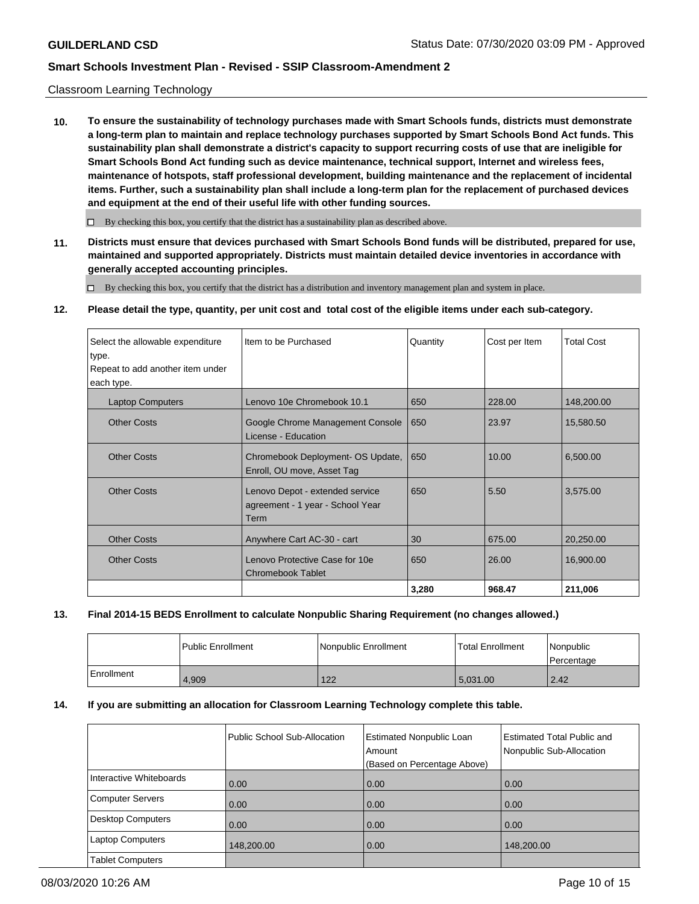Classroom Learning Technology

**10. To ensure the sustainability of technology purchases made with Smart Schools funds, districts must demonstrate a long-term plan to maintain and replace technology purchases supported by Smart Schools Bond Act funds. This sustainability plan shall demonstrate a district's capacity to support recurring costs of use that are ineligible for Smart Schools Bond Act funding such as device maintenance, technical support, Internet and wireless fees, maintenance of hotspots, staff professional development, building maintenance and the replacement of incidental items. Further, such a sustainability plan shall include a long-term plan for the replacement of purchased devices and equipment at the end of their useful life with other funding sources.**

☐ By checking this box, you certify that the district has a sustainability plan as described above.

**11. Districts must ensure that devices purchased with Smart Schools Bond funds will be distributed, prepared for use, maintained and supported appropriately. Districts must maintain detailed device inventories in accordance with generally accepted accounting principles.**

☐ By checking this box, you certify that the district has a distribution and inventory management plan and system in place.

**12. Please detail the type, quantity, per unit cost and total cost of the eligible items under each sub-category.**

| Select the allowable expenditure type. Repeat to add another item under each type. | Item to be Purchased | Quantity | Cost per Item | Total Cost |
|---|---|---|---|---|
| Laptop Computers | Lenovo 10e Chromebook 10.1 | 650 | 228.00 | 148,200.00 |
| Other Costs | Google Chrome Management Console License - Education | 650 | 23.97 | 15,580.50 |
| Other Costs | Chromebook Deployment- OS Update, Enroll, OU move, Asset Tag | 650 | 10.00 | 6,500.00 |
| Other Costs | Lenovo Depot - extended service agreement - 1 year - School Year Term | 650 | 5.50 | 3,575.00 |
| Other Costs | Anywhere Cart AC-30 - cart | 30 | 675.00 | 20,250.00 |
| Other Costs | Lenovo Protective Case for 10e Chromebook Tablet | 650 | 26.00 | 16,900.00 |
| | | **3,280** | **968.47** | **211,006** |

**13. Final 2014-15 BEDS Enrollment to calculate Nonpublic Sharing Requirement (no changes allowed.)**

| | Public Enrollment | Nonpublic Enrollment | Total Enrollment | Nonpublic Percentage |
|---|---|---|---|---|
| Enrollment | 4,909 | 122 | 5,031.00 | 2.42 |

**14. If you are submitting an allocation for Classroom Learning Technology complete this table.**

| | Public School Sub-Allocation | Estimated Nonpublic Loan Amount (Based on Percentage Above) | Estimated Total Public and Nonpublic Sub-Allocation |
|---|---|---|---|
| Interactive Whiteboards | 0.00 | 0.00 | 0.00 |
| Computer Servers | 0.00 | 0.00 | 0.00 |
| Desktop Computers | 0.00 | 0.00 | 0.00 |
| Laptop Computers | 148,200.00 | 0.00 | 148,200.00 |
| Tablet Computers | | | |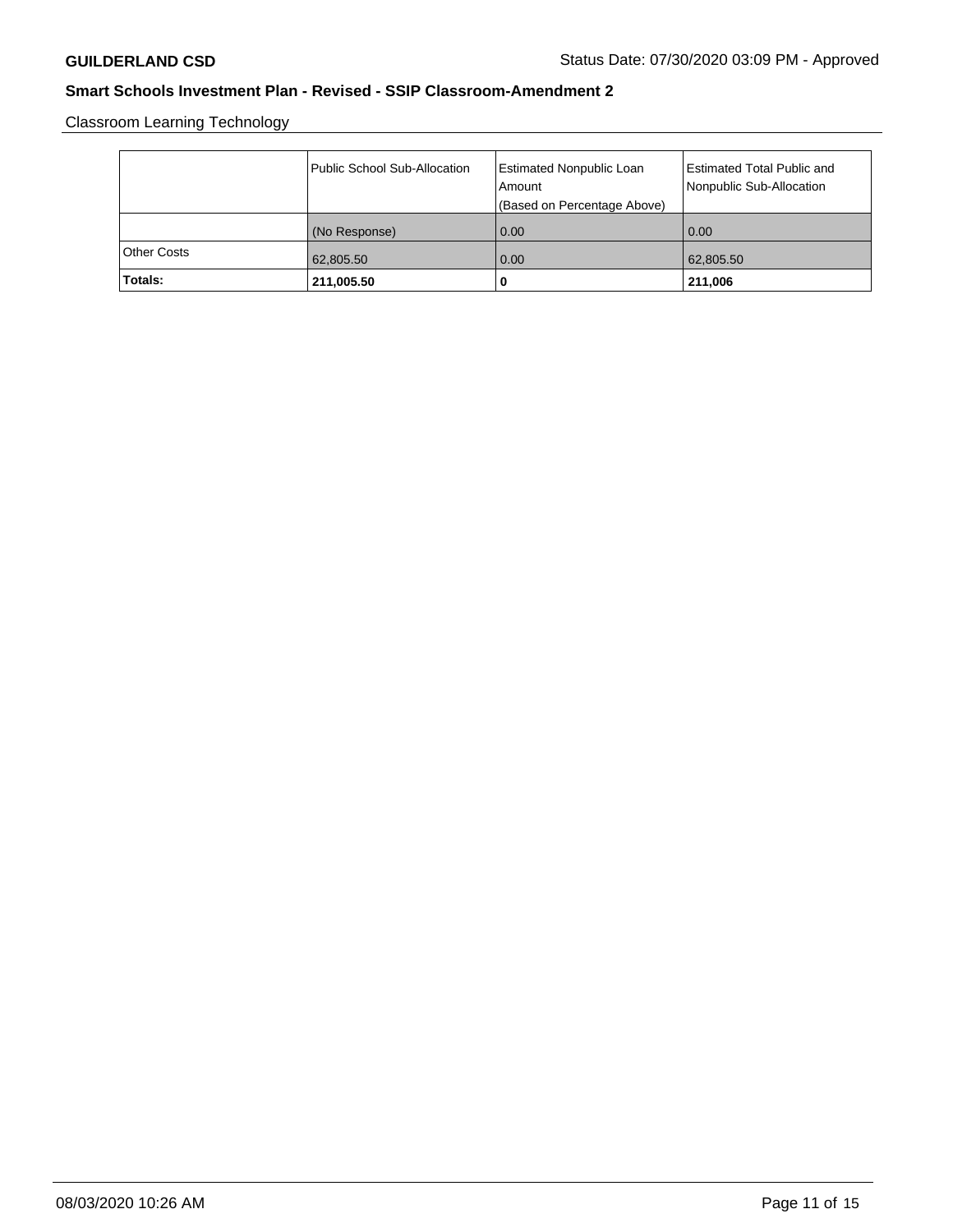Classroom Learning Technology

| | Public School Sub-Allocation | Estimated Nonpublic Loan Amount (Based on Percentage Above) | Estimated Total Public and Nonpublic Sub-Allocation |
|---|---|---|---|
| | (No Response) | 0.00 | 0.00 |
| Other Costs | 62,805.50 | 0.00 | 62,805.50 |
| **Totals:** | **211,005.50** | **0** | **211,006** |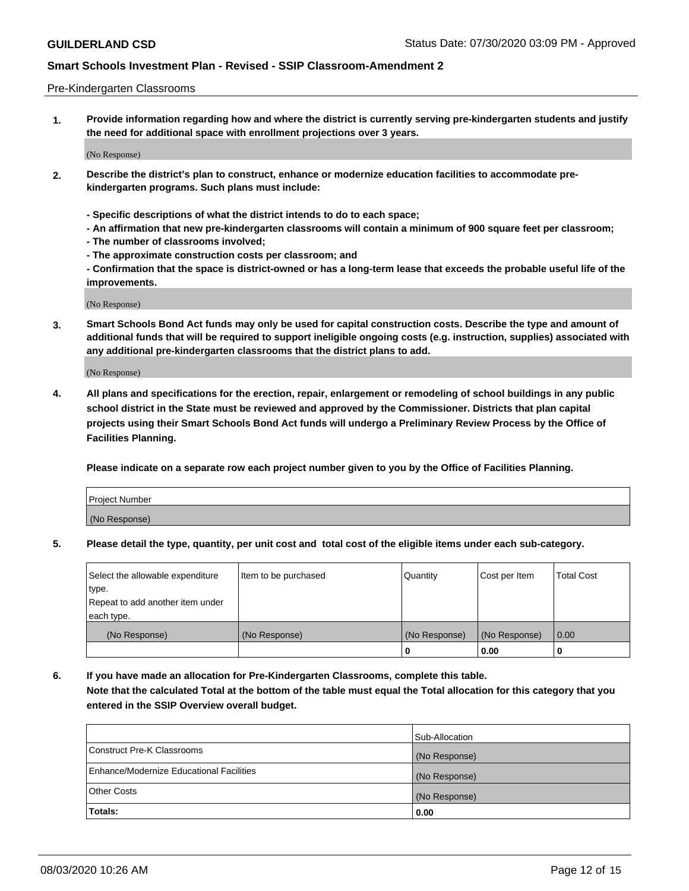Pre-Kindergarten Classrooms

**1. Provide information regarding how and where the district is currently serving pre-kindergarten students and justify the need for additional space with enrollment projections over 3 years.**

(No Response)

**2. Describe the district's plan to construct, enhance or modernize education facilities to accommodate pre-kindergarten programs. Such plans must include:**

**- Specific descriptions of what the district intends to do to each space;**
**- An affirmation that new pre-kindergarten classrooms will contain a minimum of 900 square feet per classroom;**
**- The number of classrooms involved;**
**- The approximate construction costs per classroom; and**
**- Confirmation that the space is district-owned or has a long-term lease that exceeds the probable useful life of the improvements.**

(No Response)

**3. Smart Schools Bond Act funds may only be used for capital construction costs. Describe the type and amount of additional funds that will be required to support ineligible ongoing costs (e.g. instruction, supplies) associated with any additional pre-kindergarten classrooms that the district plans to add.**

(No Response)

**4. All plans and specifications for the erection, repair, enlargement or remodeling of school buildings in any public school district in the State must be reviewed and approved by the Commissioner. Districts that plan capital projects using their Smart Schools Bond Act funds will undergo a Preliminary Review Process by the Office of Facilities Planning.**

**Please indicate on a separate row each project number given to you by the Office of Facilities Planning.**

| Project Number |
|---|
| (No Response) |

**5. Please detail the type, quantity, per unit cost and total cost of the eligible items under each sub-category.**

| Select the allowable expenditure type. Repeat to add another item under each type. | Item to be purchased | Quantity | Cost per Item | Total Cost |
|---|---|---|---|---|
| (No Response) | (No Response) | (No Response) | (No Response) | 0.00 |
| | | 0 | 0.00 | 0 |

**6. If you have made an allocation for Pre-Kindergarten Classrooms, complete this table. Note that the calculated Total at the bottom of the table must equal the Total allocation for this category that you entered in the SSIP Overview overall budget.**

| | Sub-Allocation |
|---|---|
| Construct Pre-K Classrooms | (No Response) |
| Enhance/Modernize Educational Facilities | (No Response) |
| Other Costs | (No Response) |
| **Totals:** | **0.00** |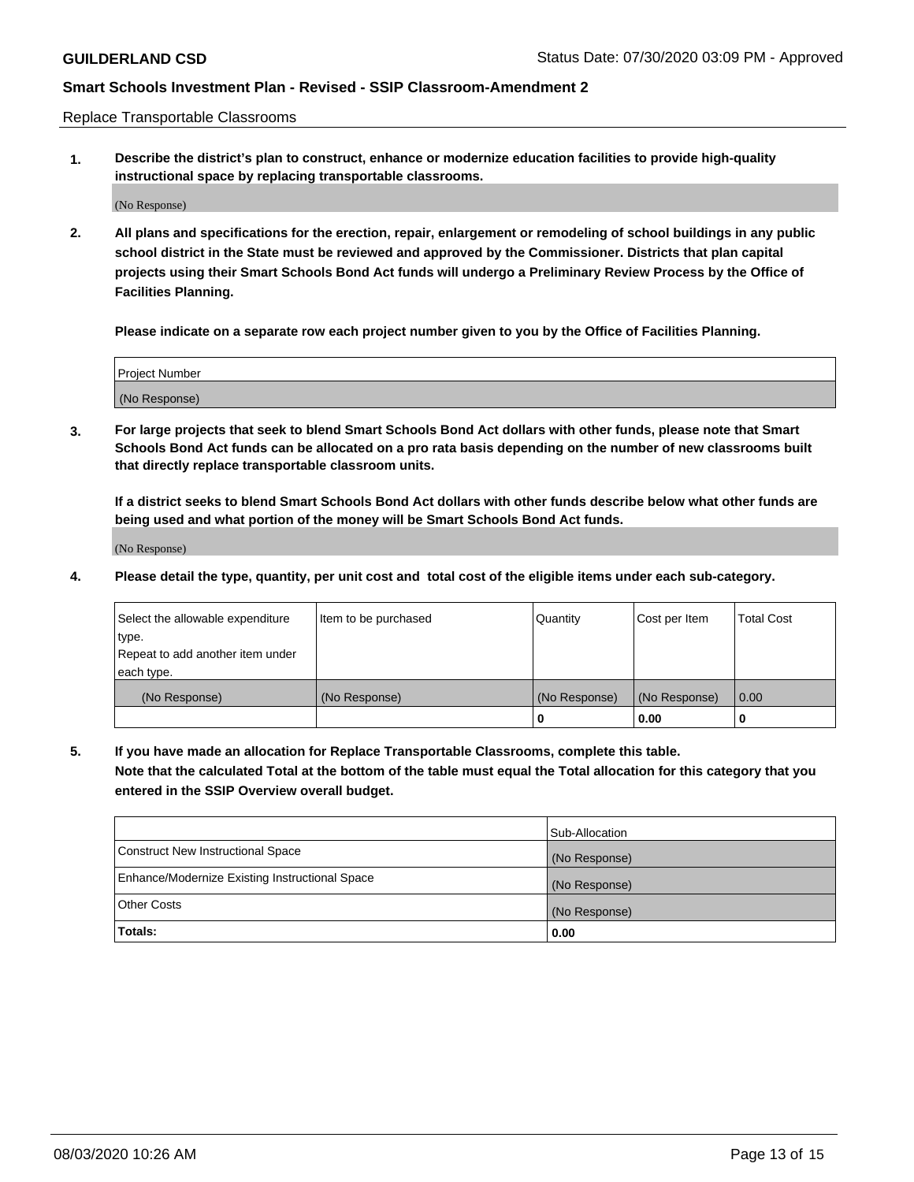Replace Transportable Classrooms

**1. Describe the district's plan to construct, enhance or modernize education facilities to provide high-quality instructional space by replacing transportable classrooms.**

(No Response)

**2. All plans and specifications for the erection, repair, enlargement or remodeling of school buildings in any public school district in the State must be reviewed and approved by the Commissioner. Districts that plan capital projects using their Smart Schools Bond Act funds will undergo a Preliminary Review Process by the Office of Facilities Planning.**

**Please indicate on a separate row each project number given to you by the Office of Facilities Planning.**

| Project Number |
| --- |
| (No Response) |

**3. For large projects that seek to blend Smart Schools Bond Act dollars with other funds, please note that Smart Schools Bond Act funds can be allocated on a pro rata basis depending on the number of new classrooms built that directly replace transportable classroom units.**

**If a district seeks to blend Smart Schools Bond Act dollars with other funds describe below what other funds are being used and what portion of the money will be Smart Schools Bond Act funds.**

(No Response)

**4. Please detail the type, quantity, per unit cost and total cost of the eligible items under each sub-category.**

| Select the allowable expenditure type. Repeat to add another item under each type. | Item to be purchased | Quantity | Cost per Item | Total Cost |
| --- | --- | --- | --- | --- |
| (No Response) | (No Response) | (No Response) | (No Response) | 0.00 |
| | | 0 | 0.00 | 0 |

**5. If you have made an allocation for Replace Transportable Classrooms, complete this table. Note that the calculated Total at the bottom of the table must equal the Total allocation for this category that you entered in the SSIP Overview overall budget.**

| | Sub-Allocation |
| --- | --- |
| Construct New Instructional Space | (No Response) |
| Enhance/Modernize Existing Instructional Space | (No Response) |
| Other Costs | (No Response) |
| **Totals:** | **0.00** |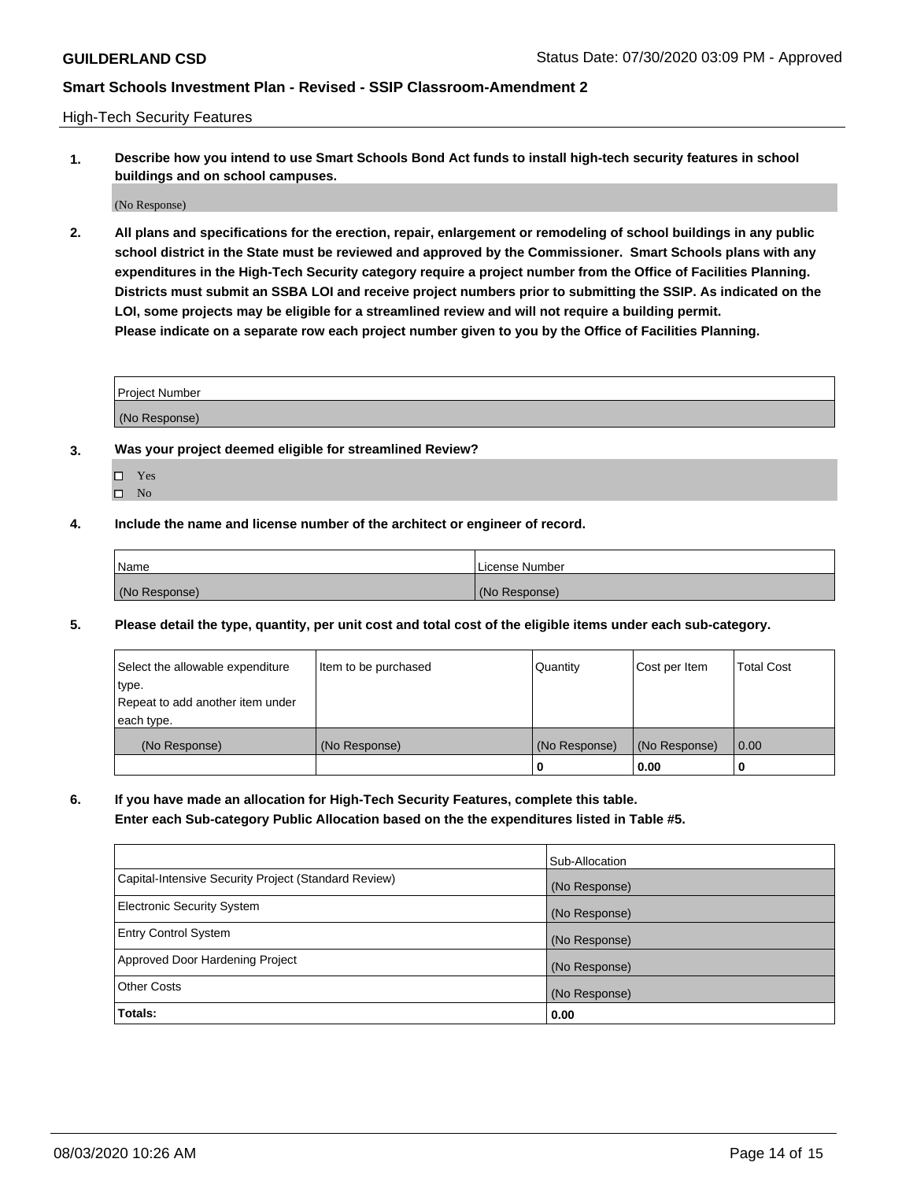High-Tech Security Features

1. **Describe how you intend to use Smart Schools Bond Act funds to install high-tech security features in school buildings and on school campuses.**

(No Response)

2. **All plans and specifications for the erection, repair, enlargement or remodeling of school buildings in any public school district in the State must be reviewed and approved by the Commissioner. Smart Schools plans with any expenditures in the High-Tech Security category require a project number from the Office of Facilities Planning. Districts must submit an SSBA LOI and receive project numbers prior to submitting the SSIP. As indicated on the LOI, some projects may be eligible for a streamlined review and will not require a building permit. Please indicate on a separate row each project number given to you by the Office of Facilities Planning.**

| Project Number |
| --- |
| (No Response) |

3. **Was your project deemed eligible for streamlined Review?**

- ☐ Yes
- ☐ No

4. **Include the name and license number of the architect or engineer of record.**

| Name | License Number |
| --- | --- |
| (No Response) | (No Response) |

5. **Please detail the type, quantity, per unit cost and total cost of the eligible items under each sub-category.**

| Select the allowable expenditure type. Repeat to add another item under each type. | Item to be purchased | Quantity | Cost per Item | Total Cost |
| --- | --- | --- | --- | --- |
| (No Response) | (No Response) | (No Response) | (No Response) | 0.00 |
| | | 0 | 0.00 | 0 |

6. **If you have made an allocation for High-Tech Security Features, complete this table. Enter each Sub-category Public Allocation based on the the expenditures listed in Table #5.**

| | Sub-Allocation |
| --- | --- |
| Capital-Intensive Security Project (Standard Review) | (No Response) |
| Electronic Security System | (No Response) |
| Entry Control System | (No Response) |
| Approved Door Hardening Project | (No Response) |
| Other Costs | (No Response) |
| **Totals:** | **0.00** |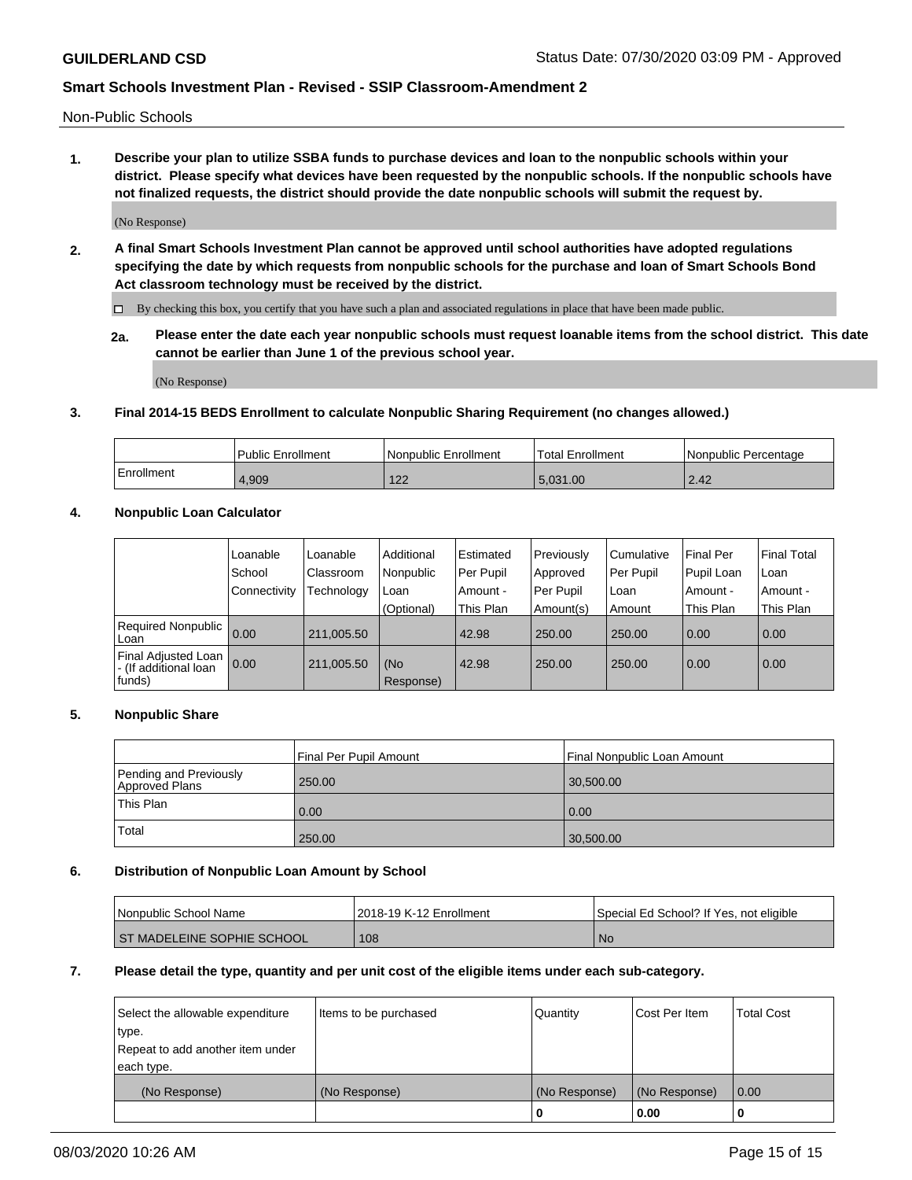Non-Public Schools

**1. Describe your plan to utilize SSBA funds to purchase devices and loan to the nonpublic schools within your district. Please specify what devices have been requested by the nonpublic schools. If the nonpublic schools have not finalized requests, the district should provide the date nonpublic schools will submit the request by.**

(No Response)

**2. A final Smart Schools Investment Plan cannot be approved until school authorities have adopted regulations specifying the date by which requests from nonpublic schools for the purchase and loan of Smart Schools Bond Act classroom technology must be received by the district.**

☐ By checking this box, you certify that you have such a plan and associated regulations in place that have been made public.

**2a. Please enter the date each year nonpublic schools must request loanable items from the school district. This date cannot be earlier than June 1 of the previous school year.**

(No Response)

**3. Final 2014-15 BEDS Enrollment to calculate Nonpublic Sharing Requirement (no changes allowed.)**

| | Public Enrollment | Nonpublic Enrollment | Total Enrollment | Nonpublic Percentage |
|---|---|---|---|---|
| Enrollment | 4,909 | 122 | 5,031.00 | 2.42 |

**4. Nonpublic Loan Calculator**

| | Loanable School Connectivity | Loanable Classroom Technology | Additional Nonpublic Loan (Optional) | Estimated Per Pupil Amount - This Plan | Previously Approved Per Pupil Amount(s) | Cumulative Per Pupil Loan Amount | Final Per Pupil Loan Amount - This Plan | Final Total Loan Amount - This Plan |
|---|---|---|---|---|---|---|---|---|
| Required Nonpublic Loan | 0.00 | 211,005.50 | | 42.98 | 250.00 | 250.00 | 0.00 | 0.00 |
| Final Adjusted Loan - (If additional loan funds) | 0.00 | 211,005.50 | (No Response) | 42.98 | 250.00 | 250.00 | 0.00 | 0.00 |

**5. Nonpublic Share**

| | Final Per Pupil Amount | Final Nonpublic Loan Amount |
|---|---|---|
| Pending and Previously Approved Plans | 250.00 | 30,500.00 |
| This Plan | 0.00 | 0.00 |
| Total | 250.00 | 30,500.00 |

**6. Distribution of Nonpublic Loan Amount by School**

| Nonpublic School Name | 2018-19 K-12 Enrollment | Special Ed School? If Yes, not eligible |
|---|---|---|
| ST MADELEINE SOPHIE SCHOOL | 108 | No |

**7. Please detail the type, quantity and per unit cost of the eligible items under each sub-category.**

| Select the allowable expenditure type. Repeat to add another item under each type. | Items to be purchased | Quantity | Cost Per Item | Total Cost |
|---|---|---|---|---|
| (No Response) | (No Response) | (No Response) | (No Response) | 0.00 |
| | | 0 | 0.00 | 0 |